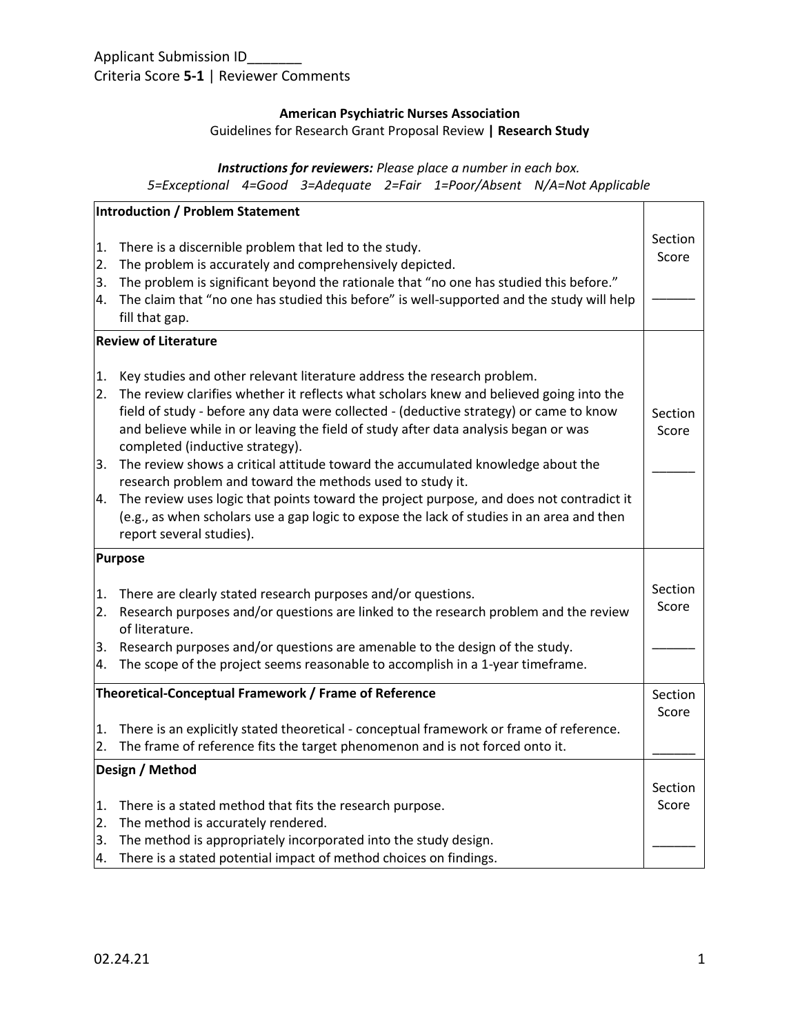Applicant Submission ID_______
Criteria Score **5-1** | Reviewer Comments

**American Psychiatric Nurses Association**

Guidelines for Research Grant Proposal Review **| Research Study**

***Instructions for reviewers:*** *Please place a number in each box.*

*5=Exceptional 4=Good 3=Adequate 2=Fair 1=Poor/Absent N/A=Not Applicable*

| **Introduction / Problem Statement** | |
|---|---|
| 1. There is a discernible problem that led to the study.<br>2. The problem is accurately and comprehensively depicted.<br>3. The problem is significant beyond the rationale that "no one has studied this before."<br>4. The claim that "no one has studied this before" is well-supported and the study will help fill that gap. | Section Score<br>______ |
| **Review of Literature** | |
| 1. Key studies and other relevant literature address the research problem.<br>2. The review clarifies whether it reflects what scholars knew and believed going into the field of study - before any data were collected - (deductive strategy) or came to know and believe while in or leaving the field of study after data analysis began or was completed (inductive strategy).<br>3. The review shows a critical attitude toward the accumulated knowledge about the research problem and toward the methods used to study it.<br>4. The review uses logic that points toward the project purpose, and does not contradict it (e.g., as when scholars use a gap logic to expose the lack of studies in an area and then report several studies). | Section Score<br>______ |
| **Purpose** | |
| 1. There are clearly stated research purposes and/or questions.<br>2. Research purposes and/or questions are linked to the research problem and the review of literature.<br>3. Research purposes and/or questions are amenable to the design of the study.<br>4. The scope of the project seems reasonable to accomplish in a 1-year timeframe. | Section Score<br>______ |
| **Theoretical-Conceptual Framework / Frame of Reference** | |
| 1. There is an explicitly stated theoretical - conceptual framework or frame of reference.<br>2. The frame of reference fits the target phenomenon and is not forced onto it. | Section Score<br>______ |
| **Design / Method** | |
| 1. There is a stated method that fits the research purpose.<br>2. The method is accurately rendered.<br>3. The method is appropriately incorporated into the study design.<br>4. There is a stated potential impact of method choices on findings. | Section Score<br>______ |

02.24.21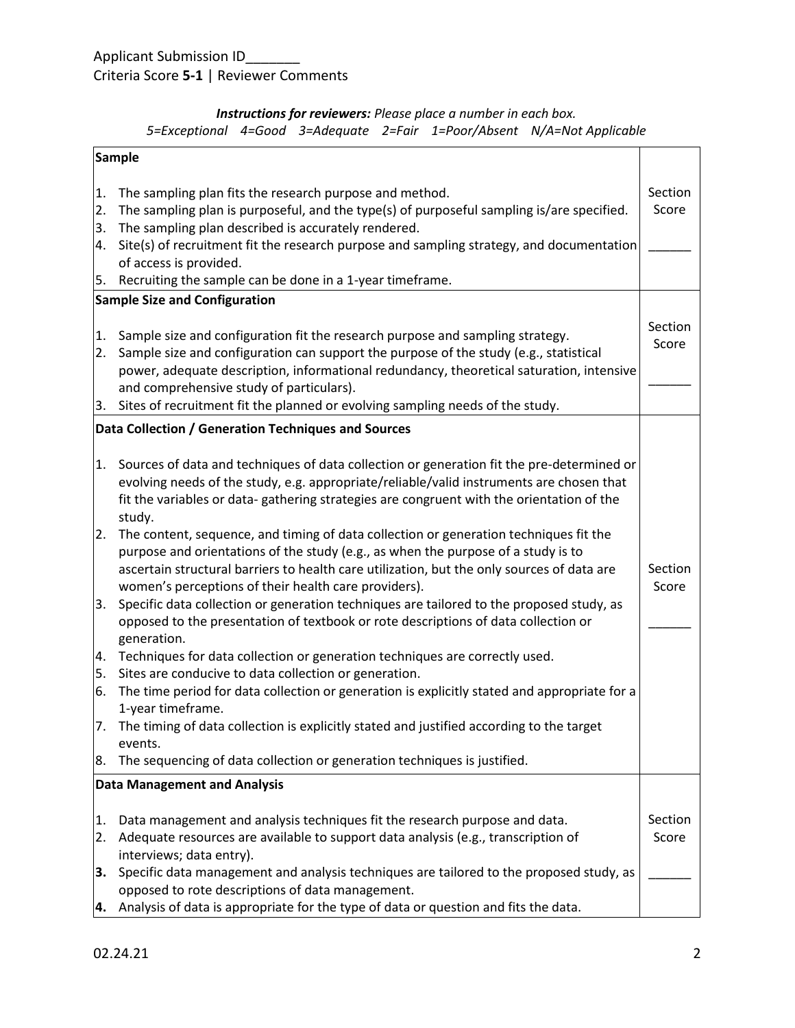Applicant Submission ID_______
Criteria Score **5-1** | Reviewer Comments

***Instructions for reviewers:*** *Please place a number in each box.*
*5=Exceptional 4=Good 3=Adequate 2=Fair 1=Poor/Absent N/A=Not Applicable*

| **Sample** | |
|---|---|
| 1. The sampling plan fits the research purpose and method.<br>2. The sampling plan is purposeful, and the type(s) of purposeful sampling is/are specified.<br>3. The sampling plan described is accurately rendered.<br>4. Site(s) of recruitment fit the research purpose and sampling strategy, and documentation of access is provided.<br>5. Recruiting the sample can be done in a 1-year timeframe. | Section Score<br><br>______ |
| **Sample Size and Configuration** | |
| 1. Sample size and configuration fit the research purpose and sampling strategy.<br>2. Sample size and configuration can support the purpose of the study (e.g., statistical power, adequate description, informational redundancy, theoretical saturation, intensive and comprehensive study of particulars).<br>3. Sites of recruitment fit the planned or evolving sampling needs of the study. | Section Score<br><br>______ |
| **Data Collection / Generation Techniques and Sources** | |
| 1. Sources of data and techniques of data collection or generation fit the pre-determined or evolving needs of the study, e.g. appropriate/reliable/valid instruments are chosen that fit the variables or data- gathering strategies are congruent with the orientation of the study.<br>2. The content, sequence, and timing of data collection or generation techniques fit the purpose and orientations of the study (e.g., as when the purpose of a study is to ascertain structural barriers to health care utilization, but the only sources of data are women's perceptions of their health care providers).<br>3. Specific data collection or generation techniques are tailored to the proposed study, as opposed to the presentation of textbook or rote descriptions of data collection or generation.<br>4. Techniques for data collection or generation techniques are correctly used.<br>5. Sites are conducive to data collection or generation.<br>6. The time period for data collection or generation is explicitly stated and appropriate for a 1-year timeframe.<br>7. The timing of data collection is explicitly stated and justified according to the target events.<br>8. The sequencing of data collection or generation techniques is justified. | Section Score<br><br>______ |
| **Data Management and Analysis** | |
| 1. Data management and analysis techniques fit the research purpose and data.<br>2. Adequate resources are available to support data analysis (e.g., transcription of interviews; data entry).<br>**3.** Specific data management and analysis techniques are tailored to the proposed study, as opposed to rote descriptions of data management.<br>**4.** Analysis of data is appropriate for the type of data or question and fits the data. | Section Score<br><br>______ |

02.24.21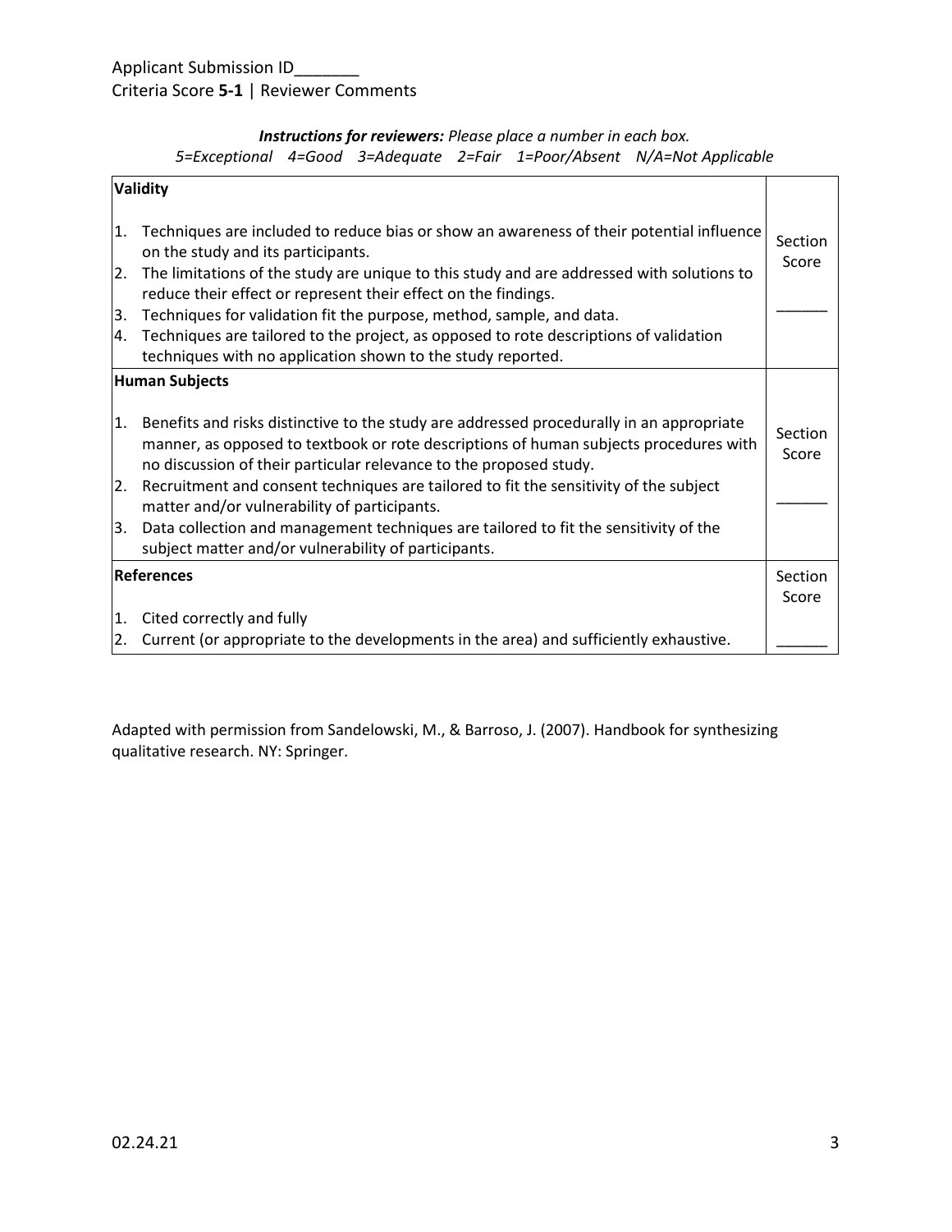Applicant Submission ID_______

Criteria Score **5-1** | Reviewer Comments

***Instructions for reviewers:*** *Please place a number in each box.*

*5=Exceptional 4=Good 3=Adequate 2=Fair 1=Poor/Absent N/A=Not Applicable*

| **Validity** | |
|---|---|
| 1. Techniques are included to reduce bias or show an awareness of their potential influence on the study and its participants.<br>2. The limitations of the study are unique to this study and are addressed with solutions to reduce their effect or represent their effect on the findings.<br>3. Techniques for validation fit the purpose, method, sample, and data.<br>4. Techniques are tailored to the project, as opposed to rote descriptions of validation techniques with no application shown to the study reported. | Section Score<br><br>______ |
| **Human Subjects** | |
| 1. Benefits and risks distinctive to the study are addressed procedurally in an appropriate manner, as opposed to textbook or rote descriptions of human subjects procedures with no discussion of their particular relevance to the proposed study.<br>2. Recruitment and consent techniques are tailored to fit the sensitivity of the subject matter and/or vulnerability of participants.<br>3. Data collection and management techniques are tailored to fit the sensitivity of the subject matter and/or vulnerability of participants. | Section Score<br><br>______ |
| **References**<br><br>1. Cited correctly and fully<br>2. Current (or appropriate to the developments in the area) and sufficiently exhaustive. | Section Score<br><br>______ |

Adapted with permission from Sandelowski, M., & Barroso, J. (2007). Handbook for synthesizing qualitative research. NY: Springer.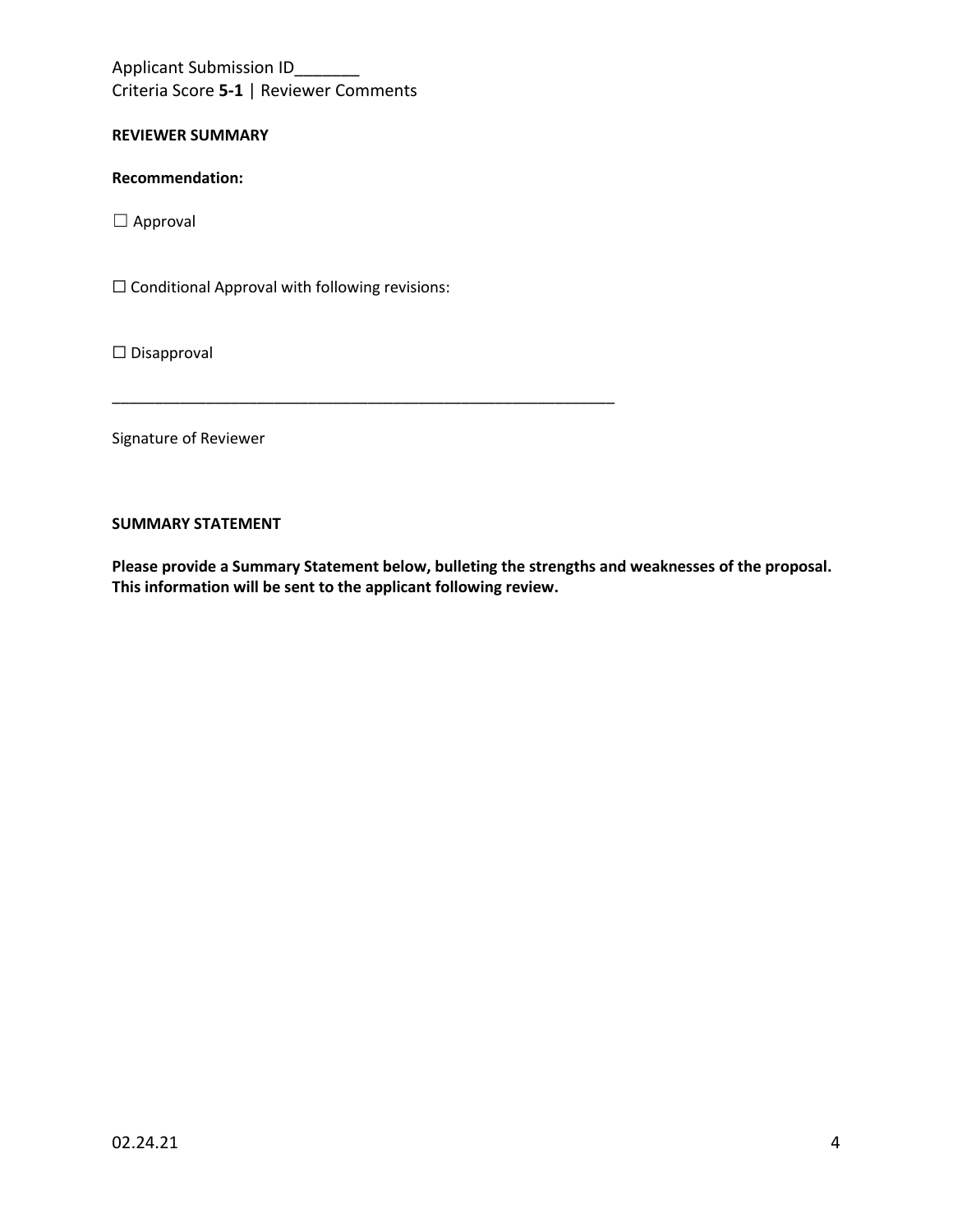Applicant Submission ID_______
Criteria Score **5-1** | Reviewer Comments

**REVIEWER SUMMARY**

**Recommendation:**

☐ Approval

☐ Conditional Approval with following revisions:

☐ Disapproval

_______________________________________________________________

Signature of Reviewer

**SUMMARY STATEMENT**

**Please provide a Summary Statement below, bulleting the strengths and weaknesses of the proposal. This information will be sent to the applicant following review.**